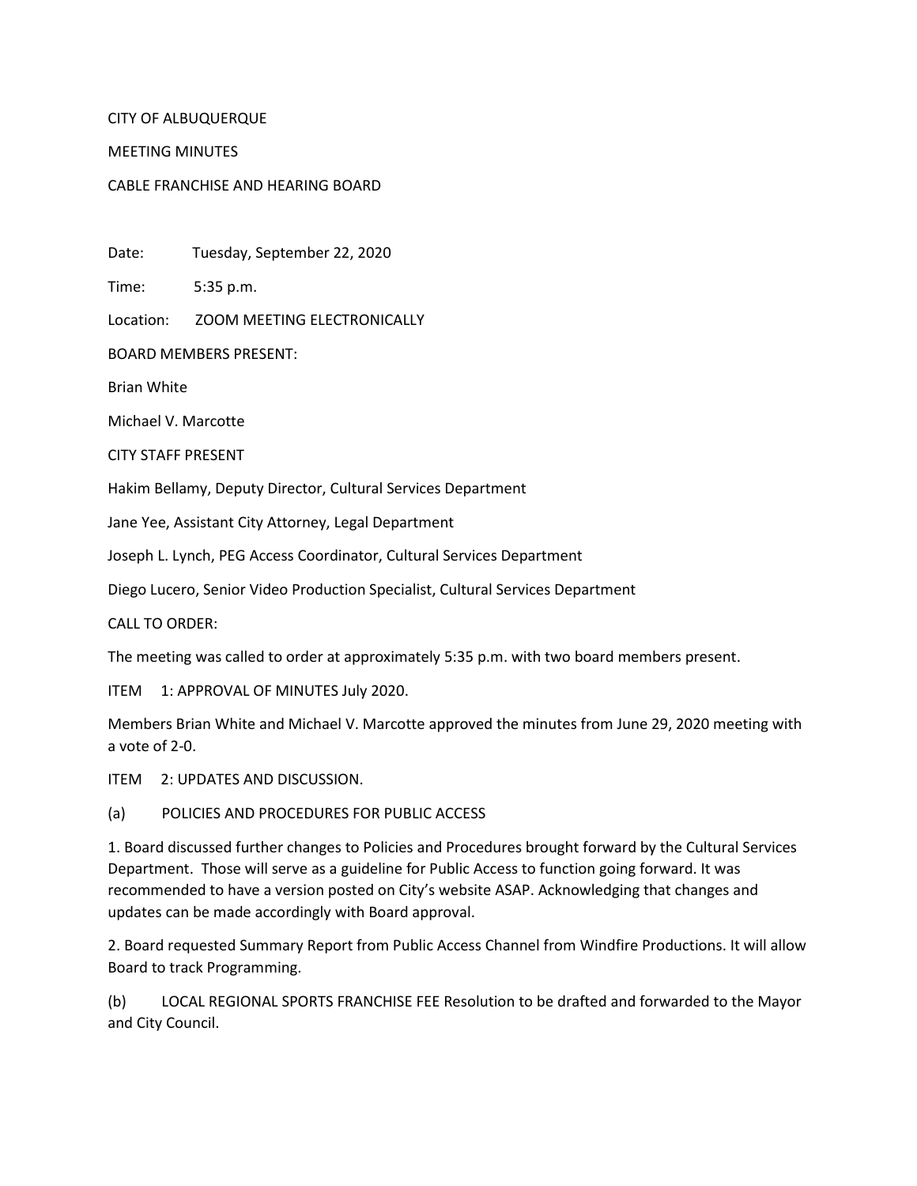CITY OF ALBUQUERQUE

MEETING MINUTES

CABLE FRANCHISE AND HEARING BOARD

Date: Tuesday, September 22, 2020

Time: 5:35 p.m.

Location: ZOOM MEETING ELECTRONICALLY

BOARD MEMBERS PRESENT:

Brian White

Michael V. Marcotte

CITY STAFF PRESENT

Hakim Bellamy, Deputy Director, Cultural Services Department

Jane Yee, Assistant City Attorney, Legal Department

Joseph L. Lynch, PEG Access Coordinator, Cultural Services Department

Diego Lucero, Senior Video Production Specialist, Cultural Services Department

CALL TO ORDER:

The meeting was called to order at approximately 5:35 p.m. with two board members present.

ITEM 1: APPROVAL OF MINUTES July 2020.

Members Brian White and Michael V. Marcotte approved the minutes from June 29, 2020 meeting with a vote of 2-0.

ITEM 2: UPDATES AND DISCUSSION.

(a) POLICIES AND PROCEDURES FOR PUBLIC ACCESS

1. Board discussed further changes to Policies and Procedures brought forward by the Cultural Services Department. Those will serve as a guideline for Public Access to function going forward. It was recommended to have a version posted on City's website ASAP. Acknowledging that changes and updates can be made accordingly with Board approval.

2. Board requested Summary Report from Public Access Channel from Windfire Productions. It will allow Board to track Programming.

(b) LOCAL REGIONAL SPORTS FRANCHISE FEE Resolution to be drafted and forwarded to the Mayor and City Council.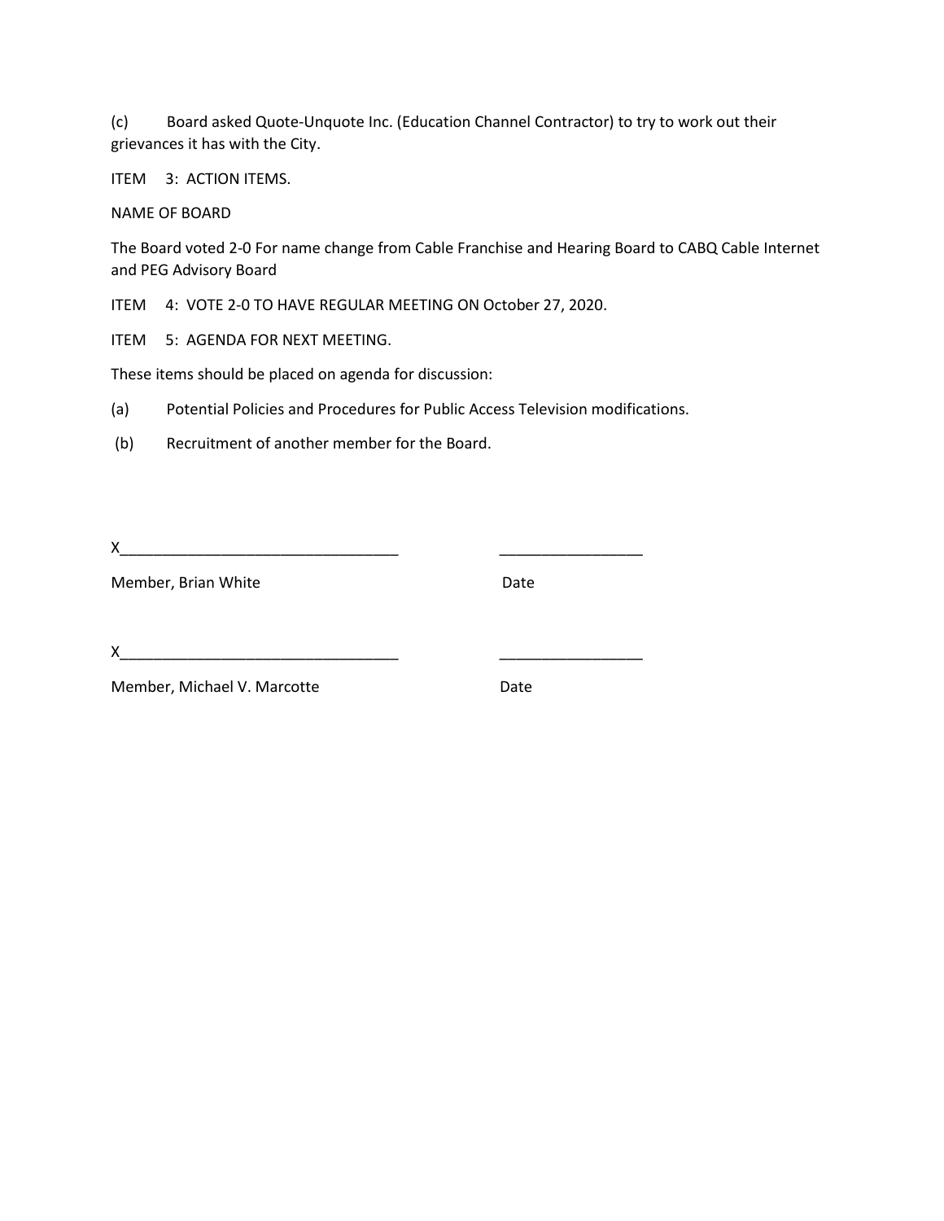(c) Board asked Quote-Unquote Inc. (Education Channel Contractor) to try to work out their grievances it has with the City.

ITEM 3: ACTION ITEMS.

NAME OF BOARD

The Board voted 2-0 For name change from Cable Franchise and Hearing Board to CABQ Cable Internet and PEG Advisory Board

ITEM 4: VOTE 2-0 TO HAVE REGULAR MEETING ON October 27, 2020.

ITEM 5: AGENDA FOR NEXT MEETING.

These items should be placed on agenda for discussion:

(a) Potential Policies and Procedures for Public Access Television modifications.

(b) Recruitment of another member for the Board.

X________________________________ ________________

Member, Brian White Date

X________________________________ ________________

Member, Michael V. Marcotte Date